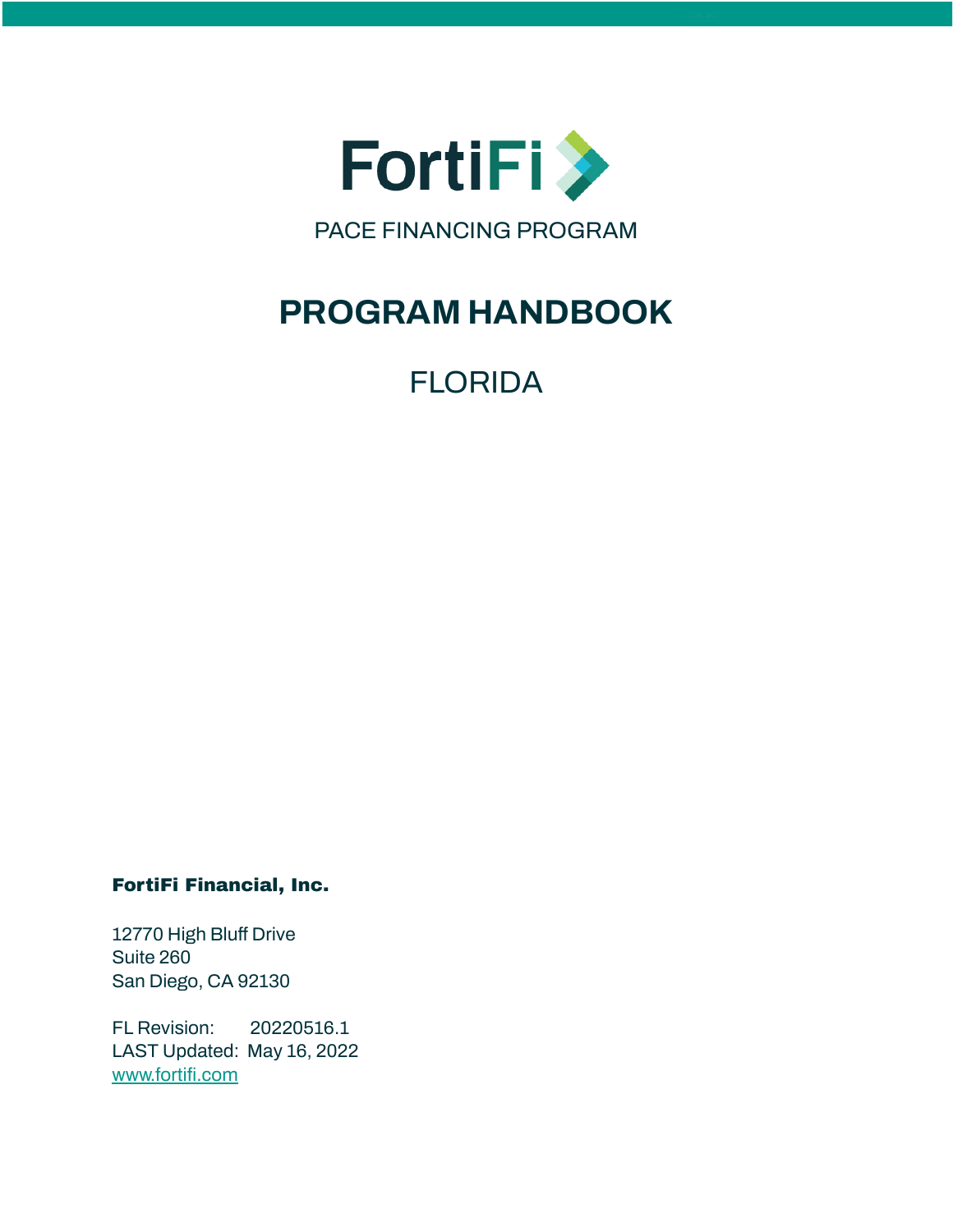# FortiFi

PACE FINANCING PROGRAM

# PROGRAM HANDBOOK

## FLORIDA

**FortiFi Financial, Inc.**

12770 High Bluff Drive
Suite 260
San Diego, CA 92130

FL Revision: 20220516.1
LAST Updated: May 16, 2022
www.fortifi.com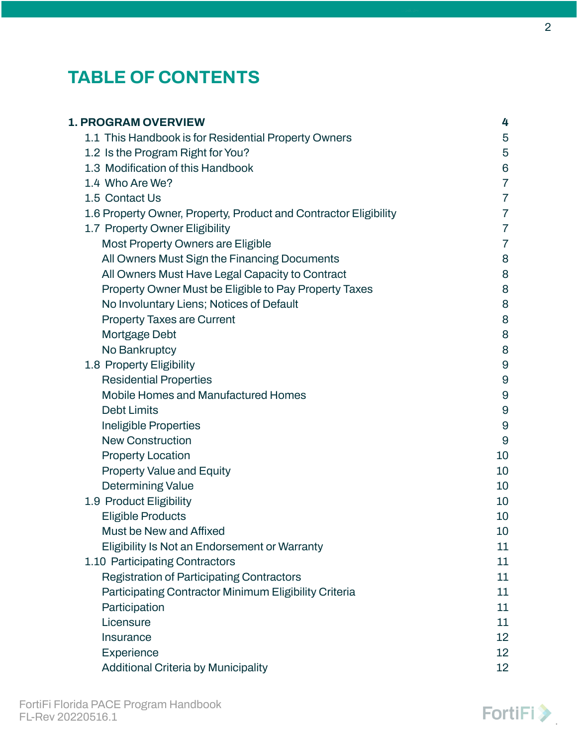# TABLE OF CONTENTS

| | |
|---|---|
| **1. PROGRAM OVERVIEW** | **4** |
| 1.1 This Handbook is for Residential Property Owners | 5 |
| 1.2 Is the Program Right for You? | 5 |
| 1.3 Modification of this Handbook | 6 |
| 1.4 Who Are We? | 7 |
| 1.5 Contact Us | 7 |
| 1.6 Property Owner, Property, Product and Contractor Eligibility | 7 |
| 1.7 Property Owner Eligibility | 7 |
| Most Property Owners are Eligible | 7 |
| All Owners Must Sign the Financing Documents | 8 |
| All Owners Must Have Legal Capacity to Contract | 8 |
| Property Owner Must be Eligible to Pay Property Taxes | 8 |
| No Involuntary Liens; Notices of Default | 8 |
| Property Taxes are Current | 8 |
| Mortgage Debt | 8 |
| No Bankruptcy | 8 |
| 1.8 Property Eligibility | 9 |
| Residential Properties | 9 |
| Mobile Homes and Manufactured Homes | 9 |
| Debt Limits | 9 |
| Ineligible Properties | 9 |
| New Construction | 9 |
| Property Location | 10 |
| Property Value and Equity | 10 |
| Determining Value | 10 |
| 1.9 Product Eligibility | 10 |
| Eligible Products | 10 |
| Must be New and Affixed | 10 |
| Eligibility Is Not an Endorsement or Warranty | 11 |
| 1.10 Participating Contractors | 11 |
| Registration of Participating Contractors | 11 |
| Participating Contractor Minimum Eligibility Criteria | 11 |
| Participation | 11 |
| Licensure | 11 |
| Insurance | 12 |
| Experience | 12 |
| Additional Criteria by Municipality | 12 |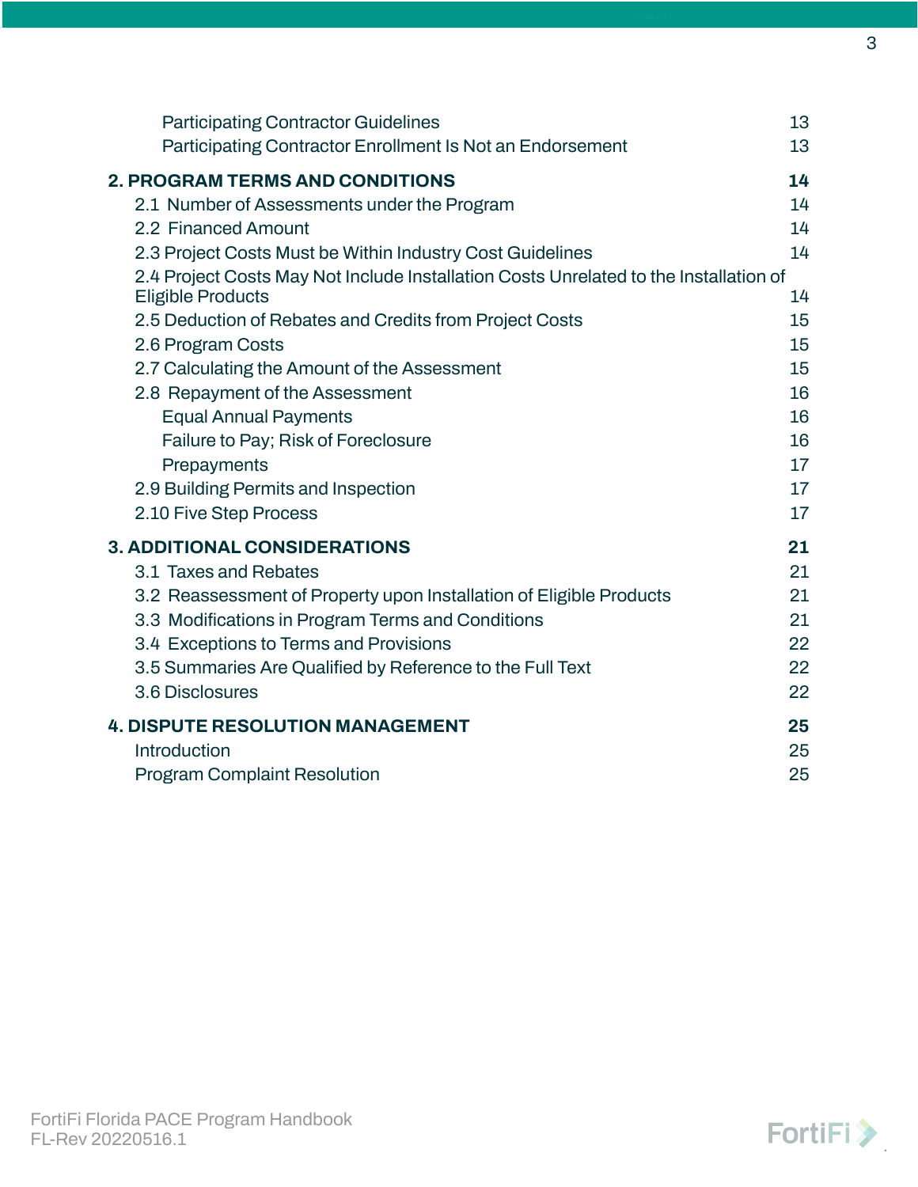| | |
|---|---|
| Participating Contractor Guidelines | 13 |
| Participating Contractor Enrollment Is Not an Endorsement | 13 |
| **2. PROGRAM TERMS AND CONDITIONS** | **14** |
| 2.1 Number of Assessments under the Program | 14 |
| 2.2 Financed Amount | 14 |
| 2.3 Project Costs Must be Within Industry Cost Guidelines | 14 |
| 2.4 Project Costs May Not Include Installation Costs Unrelated to the Installation of Eligible Products | 14 |
| 2.5 Deduction of Rebates and Credits from Project Costs | 15 |
| 2.6 Program Costs | 15 |
| 2.7 Calculating the Amount of the Assessment | 15 |
| 2.8 Repayment of the Assessment | 16 |
| Equal Annual Payments | 16 |
| Failure to Pay; Risk of Foreclosure | 16 |
| Prepayments | 17 |
| 2.9 Building Permits and Inspection | 17 |
| 2.10 Five Step Process | 17 |
| **3. ADDITIONAL CONSIDERATIONS** | **21** |
| 3.1 Taxes and Rebates | 21 |
| 3.2 Reassessment of Property upon Installation of Eligible Products | 21 |
| 3.3 Modifications in Program Terms and Conditions | 21 |
| 3.4 Exceptions to Terms and Provisions | 22 |
| 3.5 Summaries Are Qualified by Reference to the Full Text | 22 |
| 3.6 Disclosures | 22 |
| **4. DISPUTE RESOLUTION MANAGEMENT** | **25** |
| Introduction | 25 |
| Program Complaint Resolution | 25 |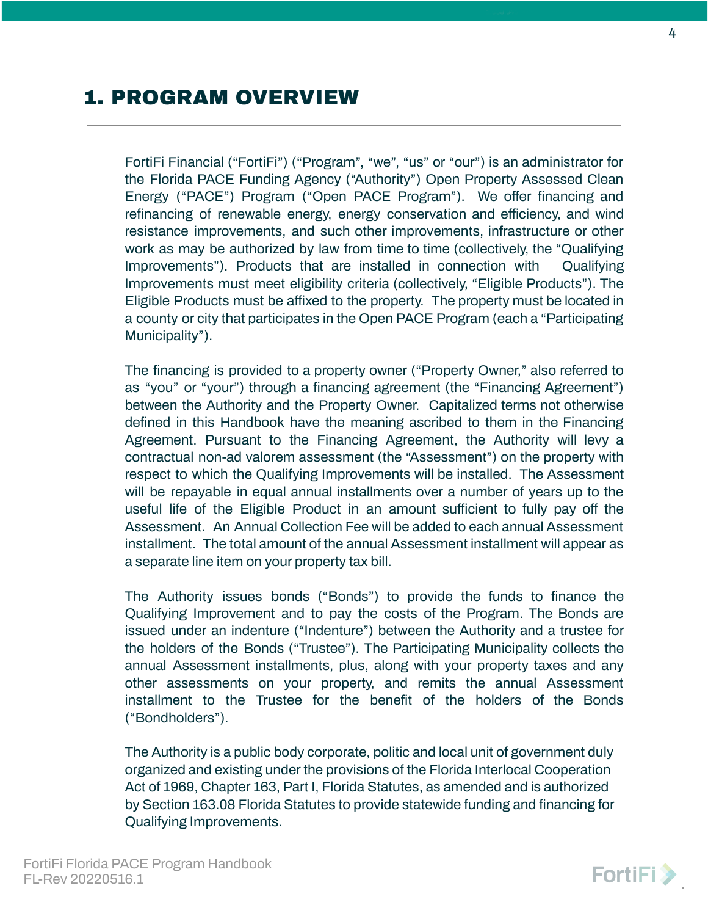# 1. PROGRAM OVERVIEW

FortiFi Financial ("FortiFi") ("Program", "we", "us" or "our") is an administrator for the Florida PACE Funding Agency ("Authority") Open Property Assessed Clean Energy ("PACE") Program ("Open PACE Program"). We offer financing and refinancing of renewable energy, energy conservation and efficiency, and wind resistance improvements, and such other improvements, infrastructure or other work as may be authorized by law from time to time (collectively, the "Qualifying Improvements"). Products that are installed in connection with Qualifying Improvements must meet eligibility criteria (collectively, "Eligible Products"). The Eligible Products must be affixed to the property. The property must be located in a county or city that participates in the Open PACE Program (each a "Participating Municipality").

The financing is provided to a property owner ("Property Owner," also referred to as "you" or "your") through a financing agreement (the "Financing Agreement") between the Authority and the Property Owner. Capitalized terms not otherwise defined in this Handbook have the meaning ascribed to them in the Financing Agreement. Pursuant to the Financing Agreement, the Authority will levy a contractual non-ad valorem assessment (the "Assessment") on the property with respect to which the Qualifying Improvements will be installed. The Assessment will be repayable in equal annual installments over a number of years up to the useful life of the Eligible Product in an amount sufficient to fully pay off the Assessment. An Annual Collection Fee will be added to each annual Assessment installment. The total amount of the annual Assessment installment will appear as a separate line item on your property tax bill.

The Authority issues bonds ("Bonds") to provide the funds to finance the Qualifying Improvement and to pay the costs of the Program. The Bonds are issued under an indenture ("Indenture") between the Authority and a trustee for the holders of the Bonds ("Trustee"). The Participating Municipality collects the annual Assessment installments, plus, along with your property taxes and any other assessments on your property, and remits the annual Assessment installment to the Trustee for the benefit of the holders of the Bonds ("Bondholders").

The Authority is a public body corporate, politic and local unit of government duly organized and existing under the provisions of the Florida Interlocal Cooperation Act of 1969, Chapter 163, Part I, Florida Statutes, as amended and is authorized by Section 163.08 Florida Statutes to provide statewide funding and financing for Qualifying Improvements.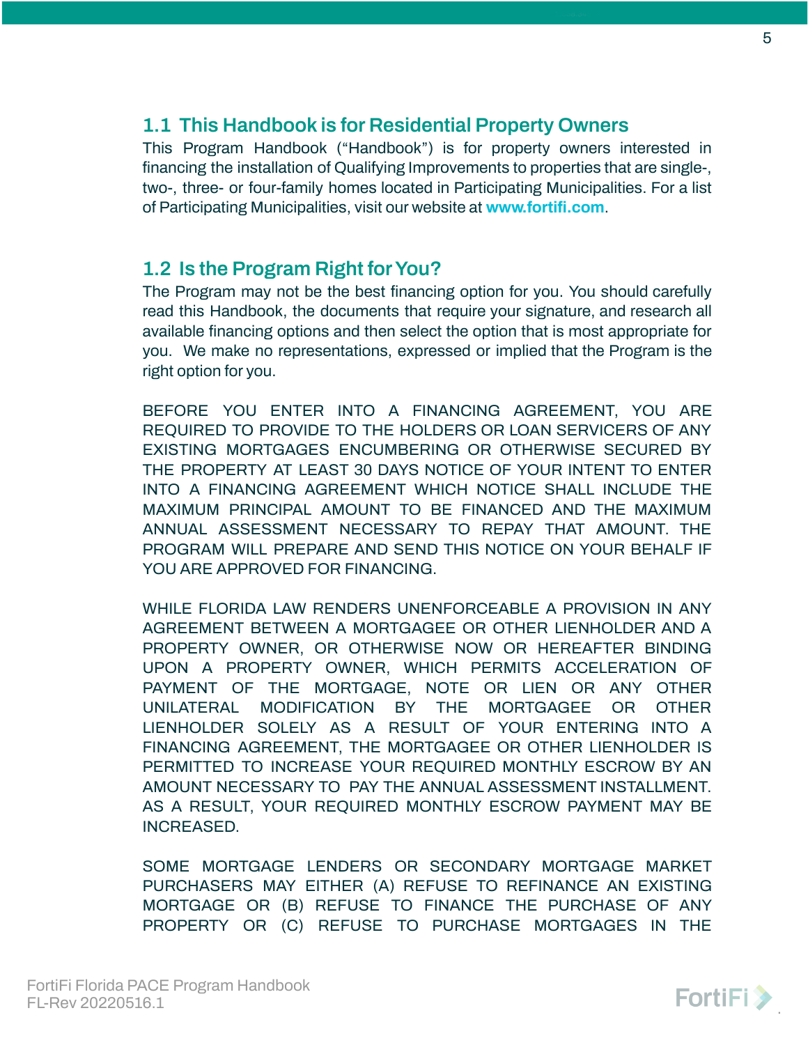## 1.1 This Handbook is for Residential Property Owners

This Program Handbook ("Handbook") is for property owners interested in financing the installation of Qualifying Improvements to properties that are single-, two-, three- or four-family homes located in Participating Municipalities. For a list of Participating Municipalities, visit our website at **www.fortifi.com**.

## 1.2 Is the Program Right for You?

The Program may not be the best financing option for you. You should carefully read this Handbook, the documents that require your signature, and research all available financing options and then select the option that is most appropriate for you. We make no representations, expressed or implied that the Program is the right option for you.

BEFORE YOU ENTER INTO A FINANCING AGREEMENT, YOU ARE REQUIRED TO PROVIDE TO THE HOLDERS OR LOAN SERVICERS OF ANY EXISTING MORTGAGES ENCUMBERING OR OTHERWISE SECURED BY THE PROPERTY AT LEAST 30 DAYS NOTICE OF YOUR INTENT TO ENTER INTO A FINANCING AGREEMENT WHICH NOTICE SHALL INCLUDE THE MAXIMUM PRINCIPAL AMOUNT TO BE FINANCED AND THE MAXIMUM ANNUAL ASSESSMENT NECESSARY TO REPAY THAT AMOUNT. THE PROGRAM WILL PREPARE AND SEND THIS NOTICE ON YOUR BEHALF IF YOU ARE APPROVED FOR FINANCING.

WHILE FLORIDA LAW RENDERS UNENFORCEABLE A PROVISION IN ANY AGREEMENT BETWEEN A MORTGAGEE OR OTHER LIENHOLDER AND A PROPERTY OWNER, OR OTHERWISE NOW OR HEREAFTER BINDING UPON A PROPERTY OWNER, WHICH PERMITS ACCELERATION OF PAYMENT OF THE MORTGAGE, NOTE OR LIEN OR ANY OTHER UNILATERAL MODIFICATION BY THE MORTGAGEE OR OTHER LIENHOLDER SOLELY AS A RESULT OF YOUR ENTERING INTO A FINANCING AGREEMENT, THE MORTGAGEE OR OTHER LIENHOLDER IS PERMITTED TO INCREASE YOUR REQUIRED MONTHLY ESCROW BY AN AMOUNT NECESSARY TO PAY THE ANNUAL ASSESSMENT INSTALLMENT. AS A RESULT, YOUR REQUIRED MONTHLY ESCROW PAYMENT MAY BE INCREASED.

SOME MORTGAGE LENDERS OR SECONDARY MORTGAGE MARKET PURCHASERS MAY EITHER (A) REFUSE TO REFINANCE AN EXISTING MORTGAGE OR (B) REFUSE TO FINANCE THE PURCHASE OF ANY PROPERTY OR (C) REFUSE TO PURCHASE MORTGAGES IN THE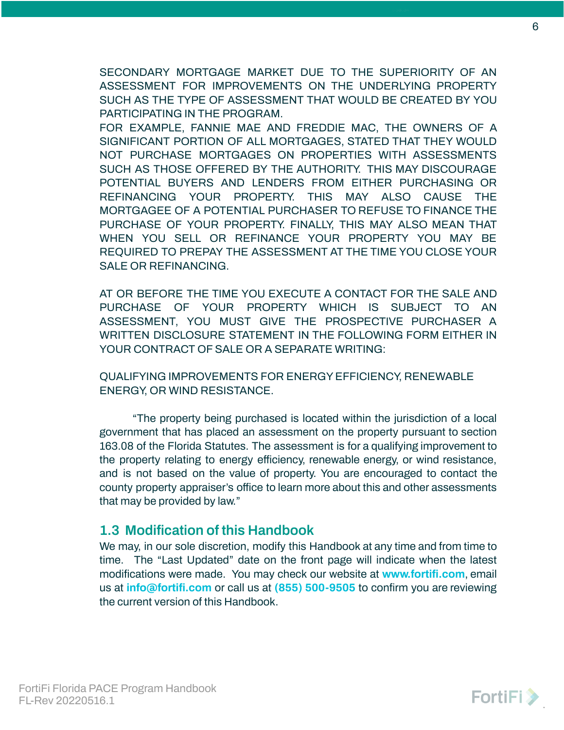SECONDARY MORTGAGE MARKET DUE TO THE SUPERIORITY OF AN ASSESSMENT FOR IMPROVEMENTS ON THE UNDERLYING PROPERTY SUCH AS THE TYPE OF ASSESSMENT THAT WOULD BE CREATED BY YOU PARTICIPATING IN THE PROGRAM.
FOR EXAMPLE, FANNIE MAE AND FREDDIE MAC, THE OWNERS OF A SIGNIFICANT PORTION OF ALL MORTGAGES, STATED THAT THEY WOULD NOT PURCHASE MORTGAGES ON PROPERTIES WITH ASSESSMENTS SUCH AS THOSE OFFERED BY THE AUTHORITY. THIS MAY DISCOURAGE POTENTIAL BUYERS AND LENDERS FROM EITHER PURCHASING OR REFINANCING YOUR PROPERTY. THIS MAY ALSO CAUSE THE MORTGAGEE OF A POTENTIAL PURCHASER TO REFUSE TO FINANCE THE PURCHASE OF YOUR PROPERTY. FINALLY, THIS MAY ALSO MEAN THAT WHEN YOU SELL OR REFINANCE YOUR PROPERTY YOU MAY BE REQUIRED TO PREPAY THE ASSESSMENT AT THE TIME YOU CLOSE YOUR SALE OR REFINANCING.

AT OR BEFORE THE TIME YOU EXECUTE A CONTACT FOR THE SALE AND PURCHASE OF YOUR PROPERTY WHICH IS SUBJECT TO AN ASSESSMENT, YOU MUST GIVE THE PROSPECTIVE PURCHASER A WRITTEN DISCLOSURE STATEMENT IN THE FOLLOWING FORM EITHER IN YOUR CONTRACT OF SALE OR A SEPARATE WRITING:

QUALIFYING IMPROVEMENTS FOR ENERGY EFFICIENCY, RENEWABLE ENERGY, OR WIND RESISTANCE.

"The property being purchased is located within the jurisdiction of a local government that has placed an assessment on the property pursuant to section 163.08 of the Florida Statutes. The assessment is for a qualifying improvement to the property relating to energy efficiency, renewable energy, or wind resistance, and is not based on the value of property. You are encouraged to contact the county property appraiser's office to learn more about this and other assessments that may be provided by law."

## 1.3 Modification of this Handbook

We may, in our sole discretion, modify this Handbook at any time and from time to time. The "Last Updated" date on the front page will indicate when the latest modifications were made. You may check our website at **www.fortifi.com**, email us at **info@fortifi.com** or call us at **(855) 500-9505** to confirm you are reviewing the current version of this Handbook.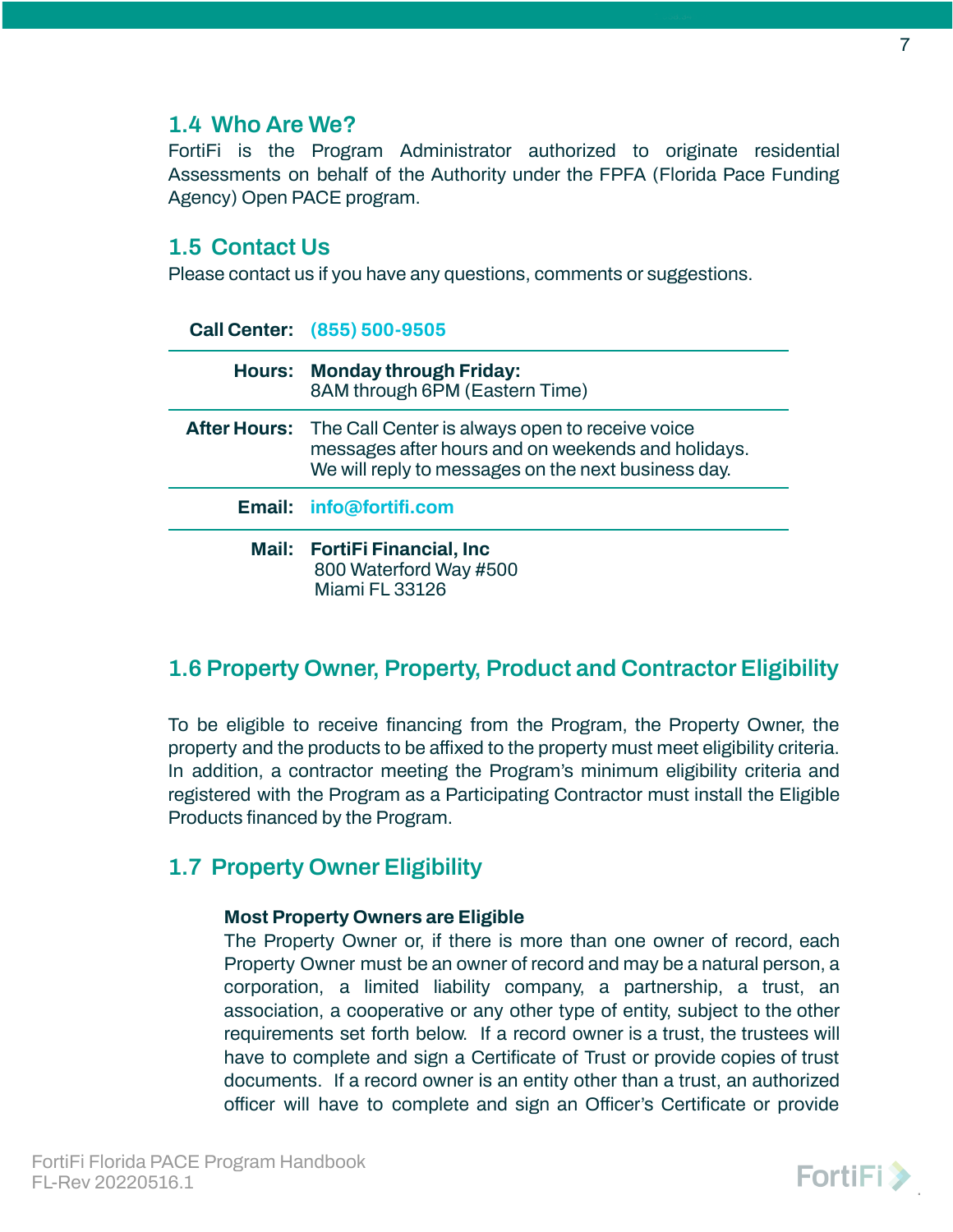## 1.4 Who Are We?

FortiFi is the Program Administrator authorized to originate residential Assessments on behalf of the Authority under the FPFA (Florida Pace Funding Agency) Open PACE program.

## 1.5 Contact Us

Please contact us if you have any questions, comments or suggestions.

| | |
|---|---|
| **Call Center:** | **(855) 500-9505** |
| **Hours:** | **Monday through Friday:** 8AM through 6PM (Eastern Time) |
| **After Hours:** | The Call Center is always open to receive voice messages after hours and on weekends and holidays. We will reply to messages on the next business day. |
| **Email:** | **info@fortifi.com** |
| **Mail:** | **FortiFi Financial, Inc** 800 Waterford Way #500 Miami FL 33126 |

## 1.6 Property Owner, Property, Product and Contractor Eligibility

To be eligible to receive financing from the Program, the Property Owner, the property and the products to be affixed to the property must meet eligibility criteria. In addition, a contractor meeting the Program's minimum eligibility criteria and registered with the Program as a Participating Contractor must install the Eligible Products financed by the Program.

## 1.7 Property Owner Eligibility

**Most Property Owners are Eligible**

The Property Owner or, if there is more than one owner of record, each Property Owner must be an owner of record and may be a natural person, a corporation, a limited liability company, a partnership, a trust, an association, a cooperative or any other type of entity, subject to the other requirements set forth below. If a record owner is a trust, the trustees will have to complete and sign a Certificate of Trust or provide copies of trust documents. If a record owner is an entity other than a trust, an authorized officer will have to complete and sign an Officer's Certificate or provide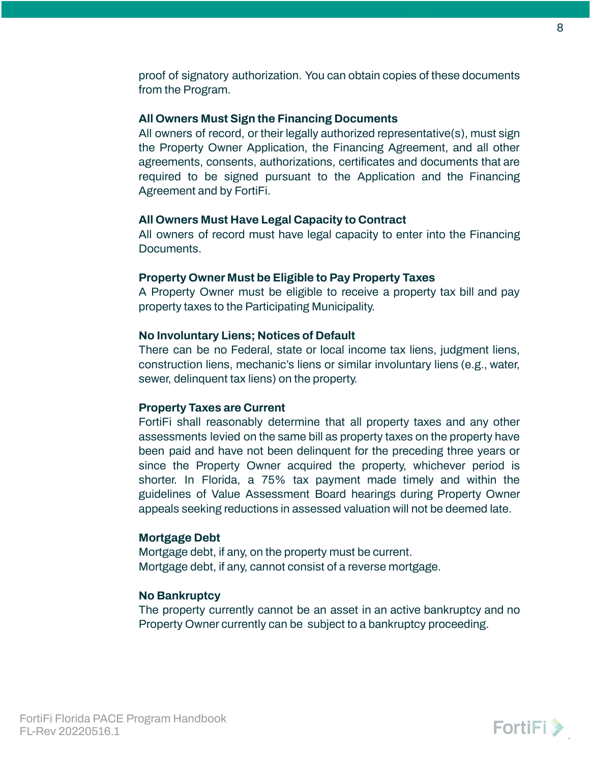proof of signatory authorization. You can obtain copies of these documents from the Program.

### All Owners Must Sign the Financing Documents

All owners of record, or their legally authorized representative(s), must sign the Property Owner Application, the Financing Agreement, and all other agreements, consents, authorizations, certificates and documents that are required to be signed pursuant to the Application and the Financing Agreement and by FortiFi.

### All Owners Must Have Legal Capacity to Contract

All owners of record must have legal capacity to enter into the Financing Documents.

### Property Owner Must be Eligible to Pay Property Taxes

A Property Owner must be eligible to receive a property tax bill and pay property taxes to the Participating Municipality.

### No Involuntary Liens; Notices of Default

There can be no Federal, state or local income tax liens, judgment liens, construction liens, mechanic's liens or similar involuntary liens (e.g., water, sewer, delinquent tax liens) on the property.

### Property Taxes are Current

FortiFi shall reasonably determine that all property taxes and any other assessments levied on the same bill as property taxes on the property have been paid and have not been delinquent for the preceding three years or since the Property Owner acquired the property, whichever period is shorter. In Florida, a 75% tax payment made timely and within the guidelines of Value Assessment Board hearings during Property Owner appeals seeking reductions in assessed valuation will not be deemed late.

### Mortgage Debt

Mortgage debt, if any, on the property must be current.
Mortgage debt, if any, cannot consist of a reverse mortgage.

### No Bankruptcy

The property currently cannot be an asset in an active bankruptcy and no Property Owner currently can be subject to a bankruptcy proceeding.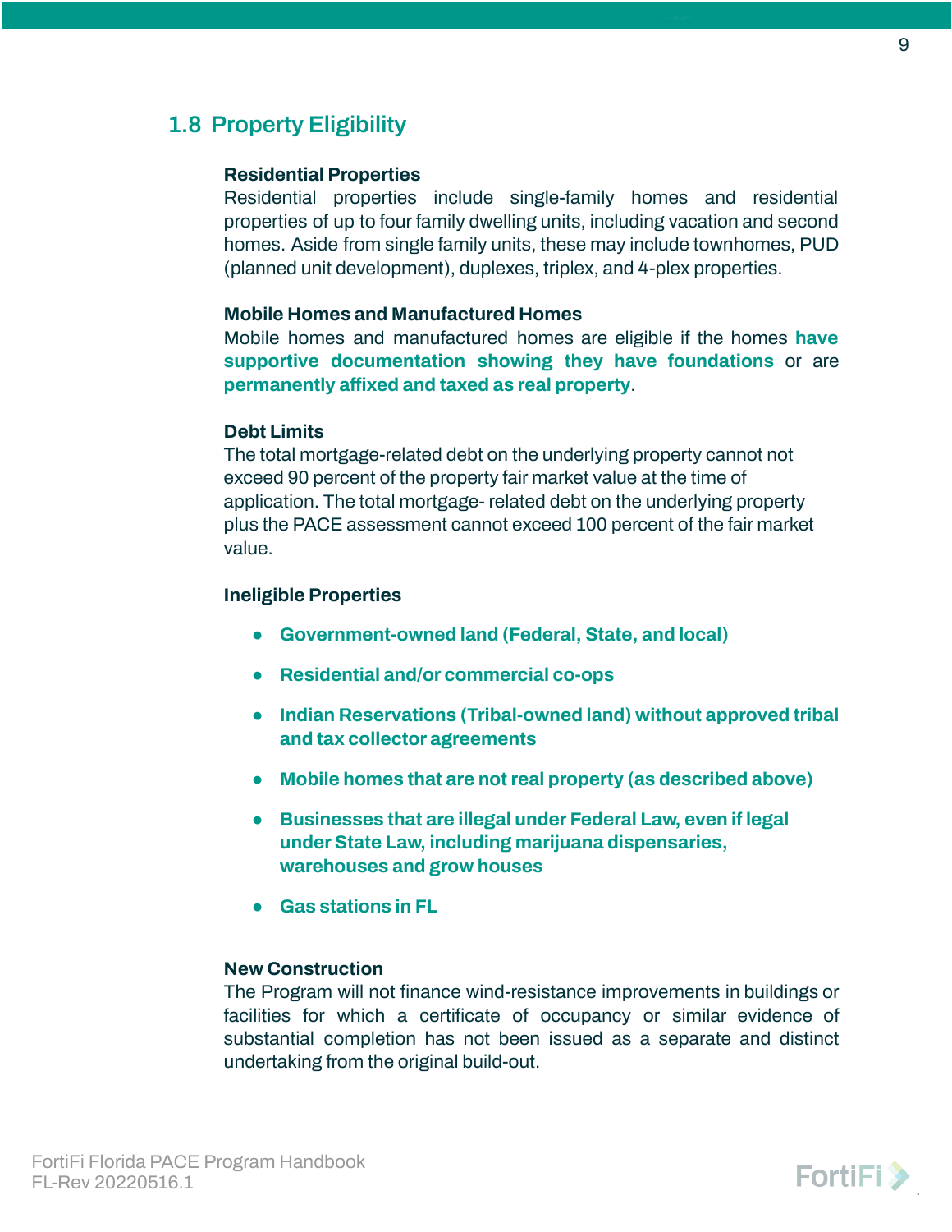## 1.8 Property Eligibility

**Residential Properties**

Residential properties include single-family homes and residential properties of up to four family dwelling units, including vacation and second homes. Aside from single family units, these may include townhomes, PUD (planned unit development), duplexes, triplex, and 4-plex properties.

**Mobile Homes and Manufactured Homes**

Mobile homes and manufactured homes are eligible if the homes **have supportive documentation showing they have foundations** or are **permanently affixed and taxed as real property**.

**Debt Limits**

The total mortgage-related debt on the underlying property cannot not exceed 90 percent of the property fair market value at the time of application. The total mortgage- related debt on the underlying property plus the PACE assessment cannot exceed 100 percent of the fair market value.

**Ineligible Properties**

- **Government-owned land (Federal, State, and local)**
- **Residential and/or commercial co-ops**
- **Indian Reservations (Tribal-owned land) without approved tribal and tax collector agreements**
- **Mobile homes that are not real property (as described above)**
- **Businesses that are illegal under Federal Law, even if legal under State Law, including marijuana dispensaries, warehouses and grow houses**
- **Gas stations in FL**

**New Construction**

The Program will not finance wind-resistance improvements in buildings or facilities for which a certificate of occupancy or similar evidence of substantial completion has not been issued as a separate and distinct undertaking from the original build-out.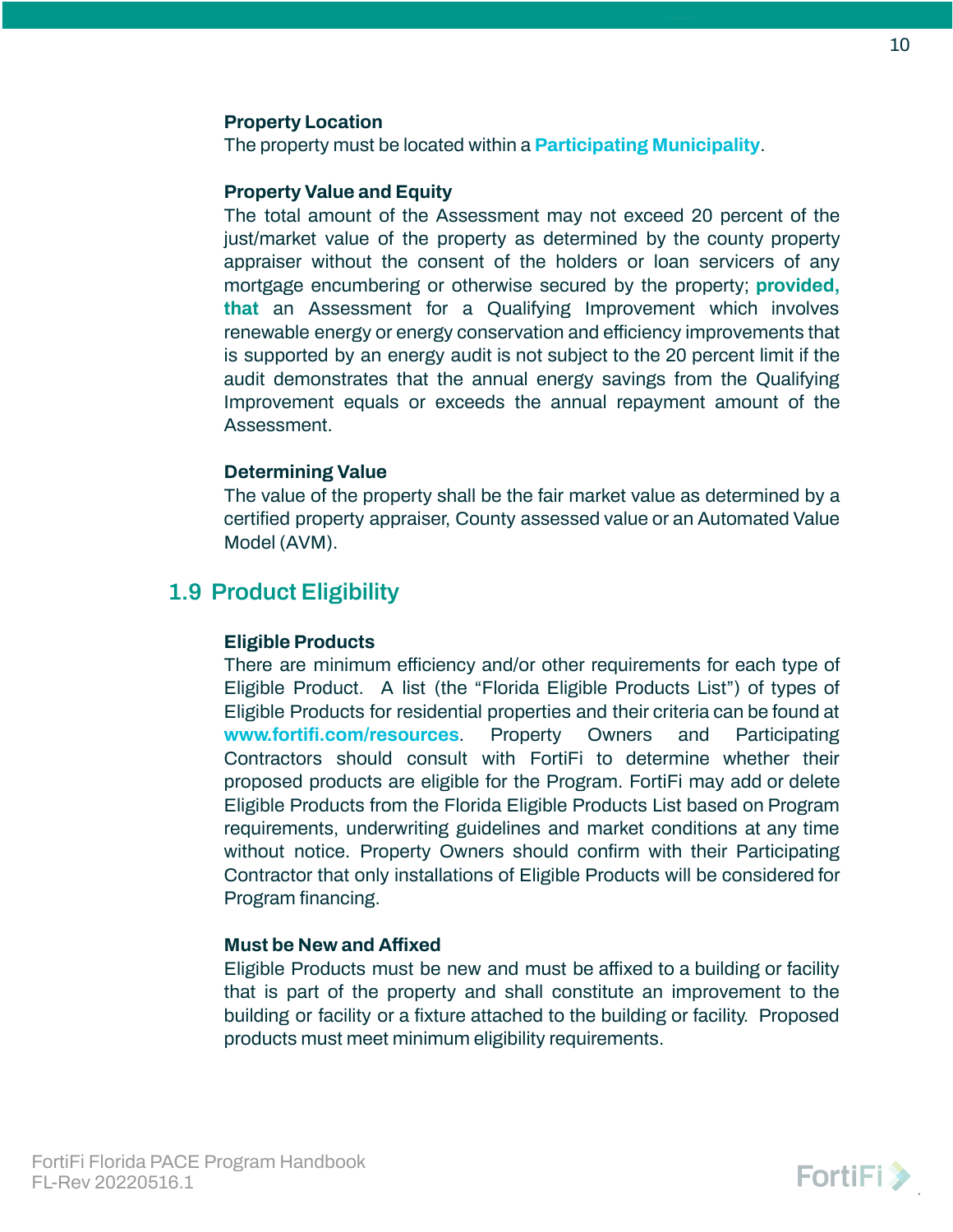#### Property Location

The property must be located within a **Participating Municipality**.

#### Property Value and Equity

The total amount of the Assessment may not exceed 20 percent of the just/market value of the property as determined by the county property appraiser without the consent of the holders or loan servicers of any mortgage encumbering or otherwise secured by the property; **provided, that** an Assessment for a Qualifying Improvement which involves renewable energy or energy conservation and efficiency improvements that is supported by an energy audit is not subject to the 20 percent limit if the audit demonstrates that the annual energy savings from the Qualifying Improvement equals or exceeds the annual repayment amount of the Assessment.

#### Determining Value

The value of the property shall be the fair market value as determined by a certified property appraiser, County assessed value or an Automated Value Model (AVM).

## 1.9 Product Eligibility

#### Eligible Products

There are minimum efficiency and/or other requirements for each type of Eligible Product. A list (the "Florida Eligible Products List") of types of Eligible Products for residential properties and their criteria can be found at **www.fortifi.com/resources**. Property Owners and Participating Contractors should consult with FortiFi to determine whether their proposed products are eligible for the Program. FortiFi may add or delete Eligible Products from the Florida Eligible Products List based on Program requirements, underwriting guidelines and market conditions at any time without notice. Property Owners should confirm with their Participating Contractor that only installations of Eligible Products will be considered for Program financing.

#### Must be New and Affixed

Eligible Products must be new and must be affixed to a building or facility that is part of the property and shall constitute an improvement to the building or facility or a fixture attached to the building or facility. Proposed products must meet minimum eligibility requirements.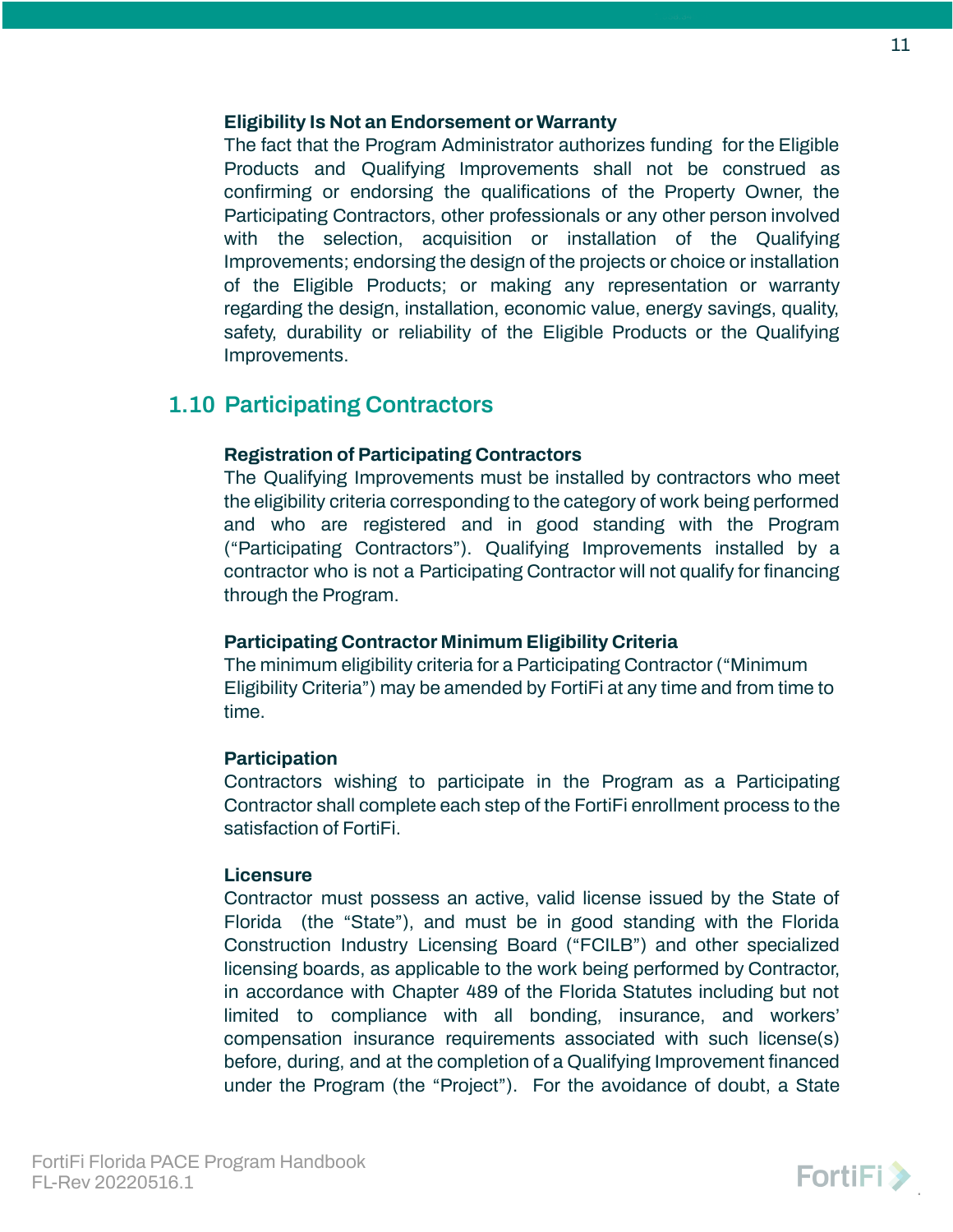#### Eligibility Is Not an Endorsement or Warranty

The fact that the Program Administrator authorizes funding for the Eligible Products and Qualifying Improvements shall not be construed as confirming or endorsing the qualifications of the Property Owner, the Participating Contractors, other professionals or any other person involved with the selection, acquisition or installation of the Qualifying Improvements; endorsing the design of the projects or choice or installation of the Eligible Products; or making any representation or warranty regarding the design, installation, economic value, energy savings, quality, safety, durability or reliability of the Eligible Products or the Qualifying Improvements.

## 1.10 Participating Contractors

#### Registration of Participating Contractors

The Qualifying Improvements must be installed by contractors who meet the eligibility criteria corresponding to the category of work being performed and who are registered and in good standing with the Program ("Participating Contractors"). Qualifying Improvements installed by a contractor who is not a Participating Contractor will not qualify for financing through the Program.

#### Participating Contractor Minimum Eligibility Criteria

The minimum eligibility criteria for a Participating Contractor ("Minimum Eligibility Criteria") may be amended by FortiFi at any time and from time to time.

#### Participation

Contractors wishing to participate in the Program as a Participating Contractor shall complete each step of the FortiFi enrollment process to the satisfaction of FortiFi.

#### Licensure

Contractor must possess an active, valid license issued by the State of Florida (the "State"), and must be in good standing with the Florida Construction Industry Licensing Board ("FCILB") and other specialized licensing boards, as applicable to the work being performed by Contractor, in accordance with Chapter 489 of the Florida Statutes including but not limited to compliance with all bonding, insurance, and workers' compensation insurance requirements associated with such license(s) before, during, and at the completion of a Qualifying Improvement financed under the Program (the "Project"). For the avoidance of doubt, a State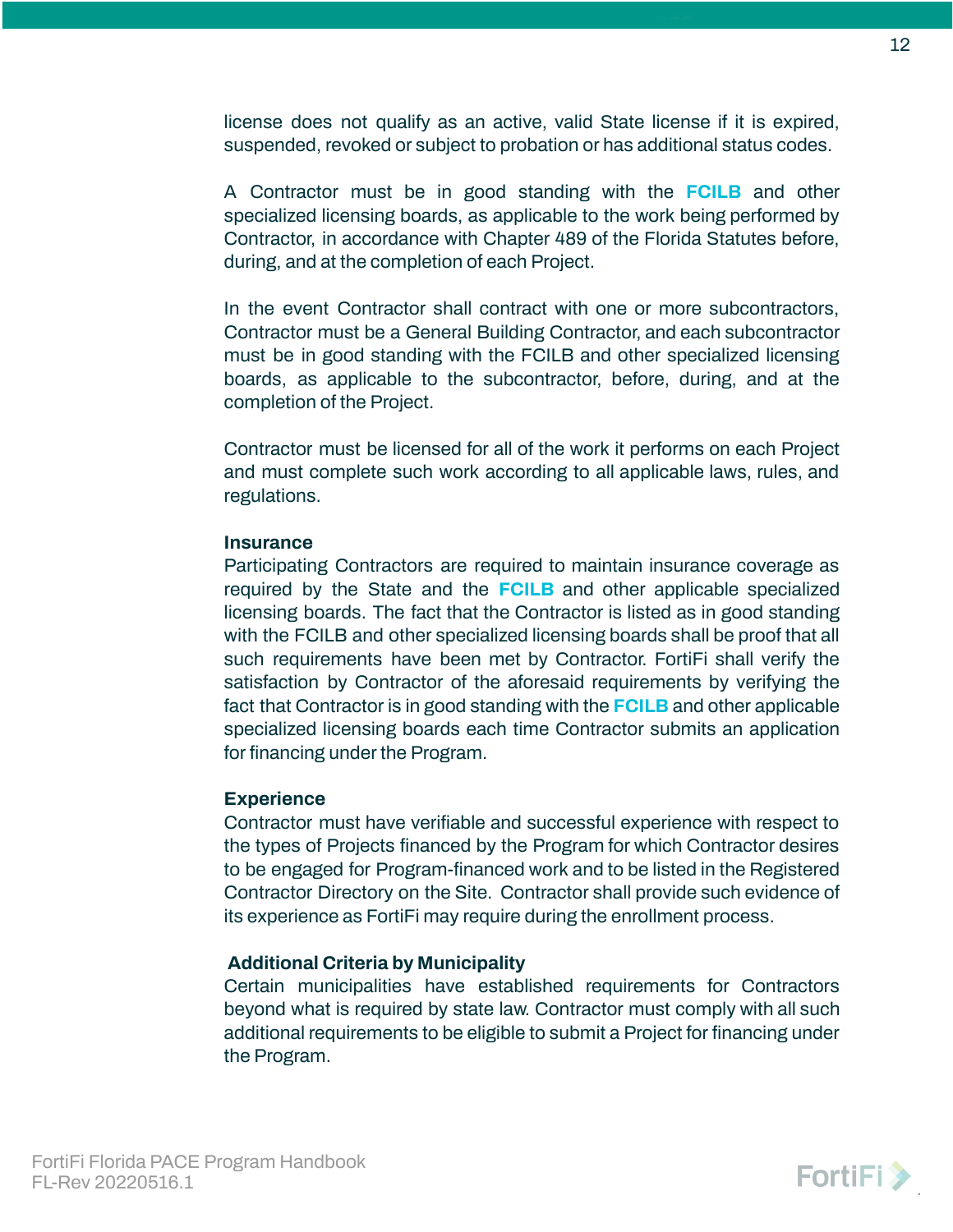license does not qualify as an active, valid State license if it is expired, suspended, revoked or subject to probation or has additional status codes.

A Contractor must be in good standing with the **FCILB** and other specialized licensing boards, as applicable to the work being performed by Contractor, in accordance with Chapter 489 of the Florida Statutes before, during, and at the completion of each Project.

In the event Contractor shall contract with one or more subcontractors, Contractor must be a General Building Contractor, and each subcontractor must be in good standing with the FCILB and other specialized licensing boards, as applicable to the subcontractor, before, during, and at the completion of the Project.

Contractor must be licensed for all of the work it performs on each Project and must complete such work according to all applicable laws, rules, and regulations.

**Insurance**

Participating Contractors are required to maintain insurance coverage as required by the State and the **FCILB** and other applicable specialized licensing boards. The fact that the Contractor is listed as in good standing with the FCILB and other specialized licensing boards shall be proof that all such requirements have been met by Contractor. FortiFi shall verify the satisfaction by Contractor of the aforesaid requirements by verifying the fact that Contractor is in good standing with the **FCILB** and other applicable specialized licensing boards each time Contractor submits an application for financing under the Program.

**Experience**

Contractor must have verifiable and successful experience with respect to the types of Projects financed by the Program for which Contractor desires to be engaged for Program-financed work and to be listed in the Registered Contractor Directory on the Site. Contractor shall provide such evidence of its experience as FortiFi may require during the enrollment process.

**Additional Criteria by Municipality**

Certain municipalities have established requirements for Contractors beyond what is required by state law. Contractor must comply with all such additional requirements to be eligible to submit a Project for financing under the Program.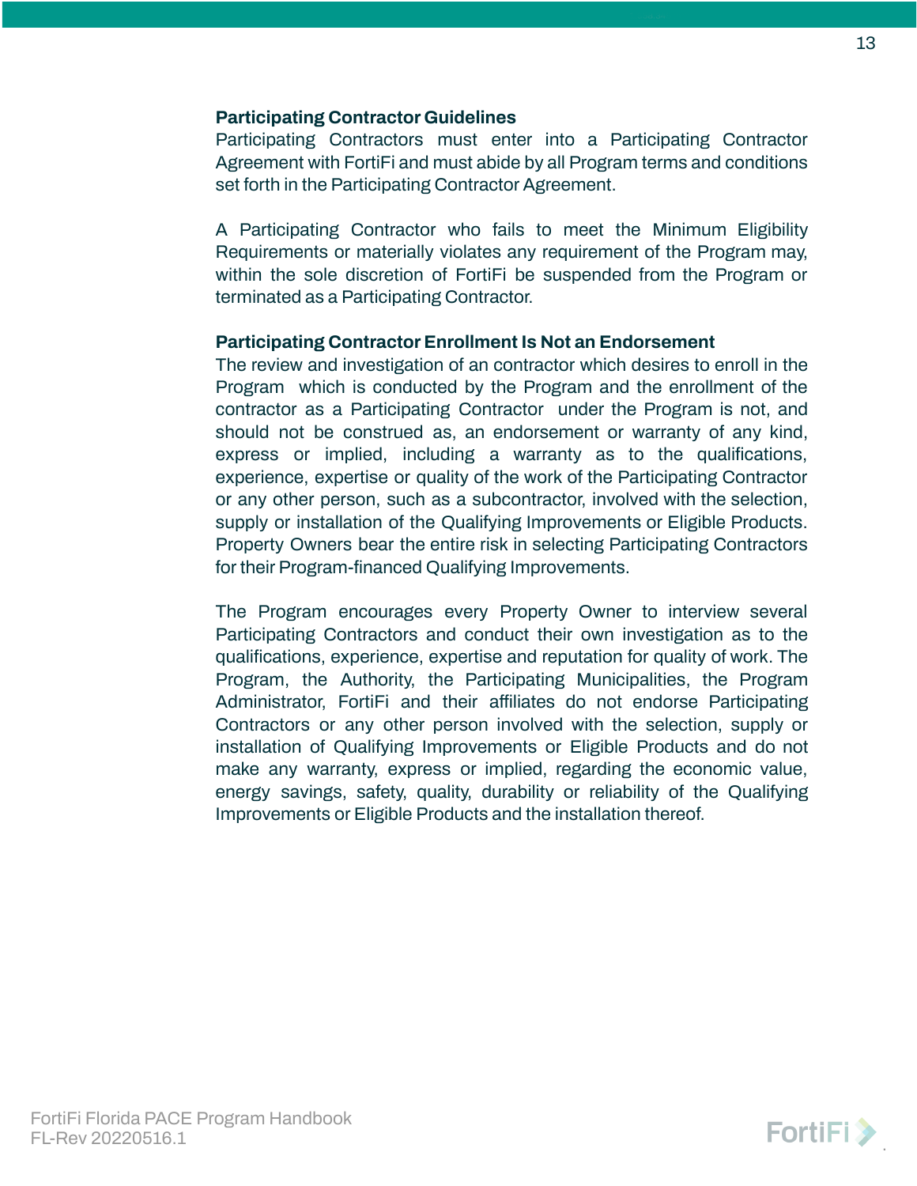**Participating Contractor Guidelines**

Participating Contractors must enter into a Participating Contractor Agreement with FortiFi and must abide by all Program terms and conditions set forth in the Participating Contractor Agreement.

A Participating Contractor who fails to meet the Minimum Eligibility Requirements or materially violates any requirement of the Program may, within the sole discretion of FortiFi be suspended from the Program or terminated as a Participating Contractor.

**Participating Contractor Enrollment Is Not an Endorsement**

The review and investigation of an contractor which desires to enroll in the Program which is conducted by the Program and the enrollment of the contractor as a Participating Contractor under the Program is not, and should not be construed as, an endorsement or warranty of any kind, express or implied, including a warranty as to the qualifications, experience, expertise or quality of the work of the Participating Contractor or any other person, such as a subcontractor, involved with the selection, supply or installation of the Qualifying Improvements or Eligible Products. Property Owners bear the entire risk in selecting Participating Contractors for their Program-financed Qualifying Improvements.

The Program encourages every Property Owner to interview several Participating Contractors and conduct their own investigation as to the qualifications, experience, expertise and reputation for quality of work. The Program, the Authority, the Participating Municipalities, the Program Administrator, FortiFi and their affiliates do not endorse Participating Contractors or any other person involved with the selection, supply or installation of Qualifying Improvements or Eligible Products and do not make any warranty, express or implied, regarding the economic value, energy savings, safety, quality, durability or reliability of the Qualifying Improvements or Eligible Products and the installation thereof.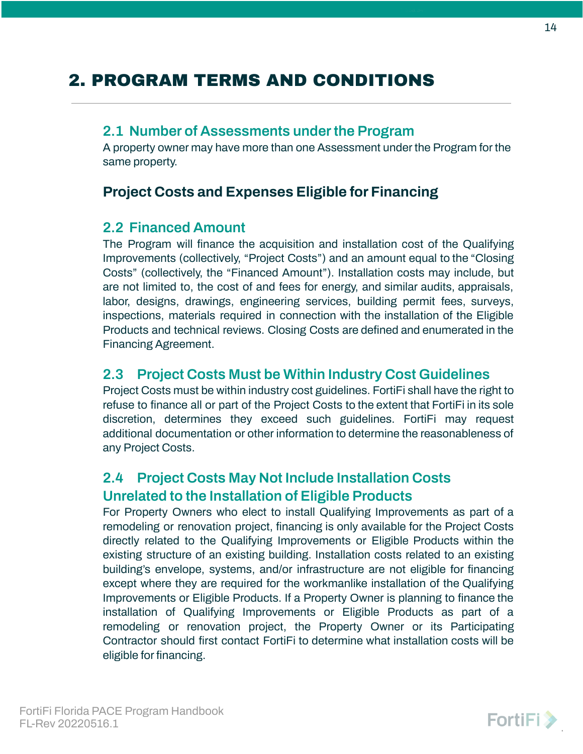# 2. PROGRAM TERMS AND CONDITIONS

## 2.1 Number of Assessments under the Program

A property owner may have more than one Assessment under the Program for the same property.

## Project Costs and Expenses Eligible for Financing

## 2.2 Financed Amount

The Program will finance the acquisition and installation cost of the Qualifying Improvements (collectively, "Project Costs") and an amount equal to the "Closing Costs" (collectively, the "Financed Amount"). Installation costs may include, but are not limited to, the cost of and fees for energy, and similar audits, appraisals, labor, designs, drawings, engineering services, building permit fees, surveys, inspections, materials required in connection with the installation of the Eligible Products and technical reviews. Closing Costs are defined and enumerated in the Financing Agreement.

## 2.3 Project Costs Must be Within Industry Cost Guidelines

Project Costs must be within industry cost guidelines. FortiFi shall have the right to refuse to finance all or part of the Project Costs to the extent that FortiFi in its sole discretion, determines they exceed such guidelines. FortiFi may request additional documentation or other information to determine the reasonableness of any Project Costs.

## 2.4 Project Costs May Not Include Installation Costs Unrelated to the Installation of Eligible Products

For Property Owners who elect to install Qualifying Improvements as part of a remodeling or renovation project, financing is only available for the Project Costs directly related to the Qualifying Improvements or Eligible Products within the existing structure of an existing building. Installation costs related to an existing building's envelope, systems, and/or infrastructure are not eligible for financing except where they are required for the workmanlike installation of the Qualifying Improvements or Eligible Products. If a Property Owner is planning to finance the installation of Qualifying Improvements or Eligible Products as part of a remodeling or renovation project, the Property Owner or its Participating Contractor should first contact FortiFi to determine what installation costs will be eligible for financing.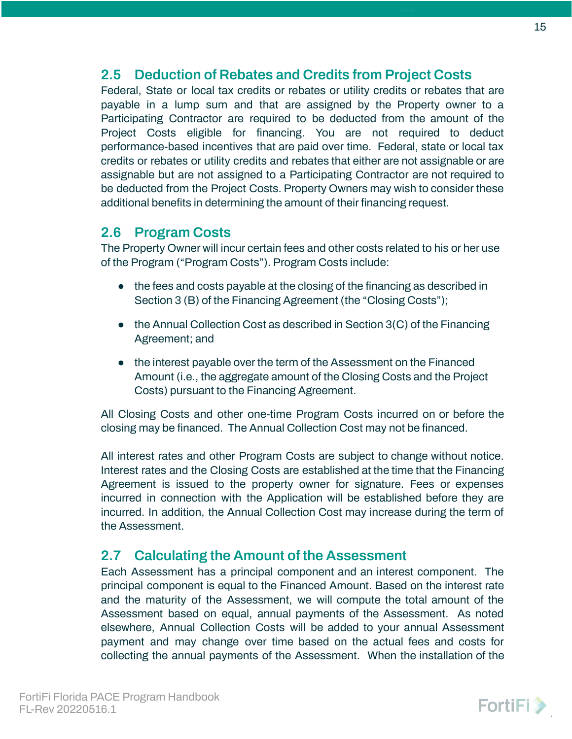## 2.5 Deduction of Rebates and Credits from Project Costs

Federal, State or local tax credits or rebates or utility credits or rebates that are payable in a lump sum and that are assigned by the Property owner to a Participating Contractor are required to be deducted from the amount of the Project Costs eligible for financing. You are not required to deduct performance-based incentives that are paid over time. Federal, state or local tax credits or rebates or utility credits and rebates that either are not assignable or are assignable but are not assigned to a Participating Contractor are not required to be deducted from the Project Costs. Property Owners may wish to consider these additional benefits in determining the amount of their financing request.

## 2.6 Program Costs

The Property Owner will incur certain fees and other costs related to his or her use of the Program ("Program Costs"). Program Costs include:

- the fees and costs payable at the closing of the financing as described in Section 3 (B) of the Financing Agreement (the "Closing Costs");
- the Annual Collection Cost as described in Section 3(C) of the Financing Agreement; and
- the interest payable over the term of the Assessment on the Financed Amount (i.e., the aggregate amount of the Closing Costs and the Project Costs) pursuant to the Financing Agreement.

All Closing Costs and other one-time Program Costs incurred on or before the closing may be financed. The Annual Collection Cost may not be financed.

All interest rates and other Program Costs are subject to change without notice. Interest rates and the Closing Costs are established at the time that the Financing Agreement is issued to the property owner for signature. Fees or expenses incurred in connection with the Application will be established before they are incurred. In addition, the Annual Collection Cost may increase during the term of the Assessment.

## 2.7 Calculating the Amount of the Assessment

Each Assessment has a principal component and an interest component. The principal component is equal to the Financed Amount. Based on the interest rate and the maturity of the Assessment, we will compute the total amount of the Assessment based on equal, annual payments of the Assessment. As noted elsewhere, Annual Collection Costs will be added to your annual Assessment payment and may change over time based on the actual fees and costs for collecting the annual payments of the Assessment. When the installation of the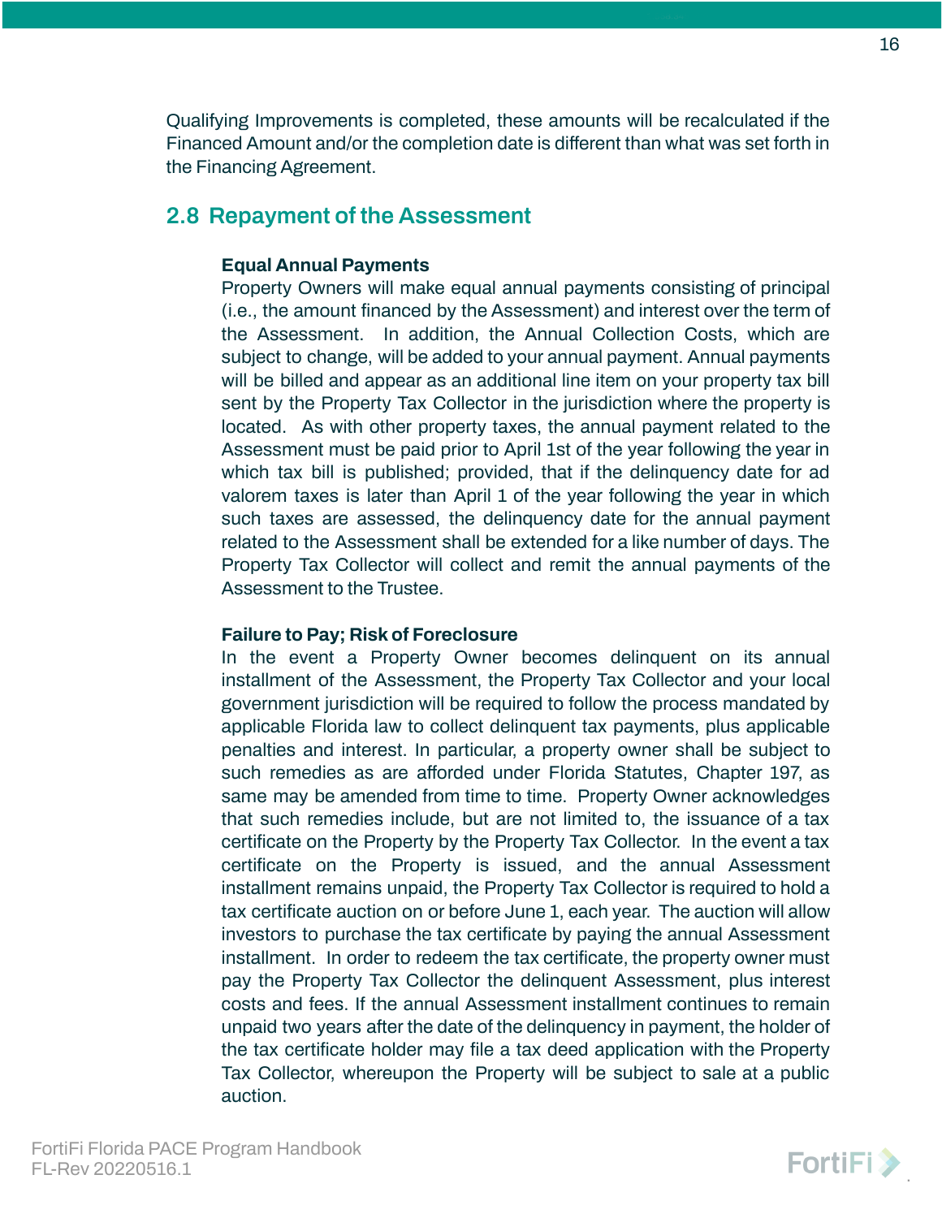Qualifying Improvements is completed, these amounts will be recalculated if the Financed Amount and/or the completion date is different than what was set forth in the Financing Agreement.

## 2.8 Repayment of the Assessment

**Equal Annual Payments**

Property Owners will make equal annual payments consisting of principal (i.e., the amount financed by the Assessment) and interest over the term of the Assessment. In addition, the Annual Collection Costs, which are subject to change, will be added to your annual payment. Annual payments will be billed and appear as an additional line item on your property tax bill sent by the Property Tax Collector in the jurisdiction where the property is located. As with other property taxes, the annual payment related to the Assessment must be paid prior to April 1st of the year following the year in which tax bill is published; provided, that if the delinquency date for ad valorem taxes is later than April 1 of the year following the year in which such taxes are assessed, the delinquency date for the annual payment related to the Assessment shall be extended for a like number of days. The Property Tax Collector will collect and remit the annual payments of the Assessment to the Trustee.

**Failure to Pay; Risk of Foreclosure**

In the event a Property Owner becomes delinquent on its annual installment of the Assessment, the Property Tax Collector and your local government jurisdiction will be required to follow the process mandated by applicable Florida law to collect delinquent tax payments, plus applicable penalties and interest. In particular, a property owner shall be subject to such remedies as are afforded under Florida Statutes, Chapter 197, as same may be amended from time to time. Property Owner acknowledges that such remedies include, but are not limited to, the issuance of a tax certificate on the Property by the Property Tax Collector. In the event a tax certificate on the Property is issued, and the annual Assessment installment remains unpaid, the Property Tax Collector is required to hold a tax certificate auction on or before June 1, each year. The auction will allow investors to purchase the tax certificate by paying the annual Assessment installment. In order to redeem the tax certificate, the property owner must pay the Property Tax Collector the delinquent Assessment, plus interest costs and fees. If the annual Assessment installment continues to remain unpaid two years after the date of the delinquency in payment, the holder of the tax certificate holder may file a tax deed application with the Property Tax Collector, whereupon the Property will be subject to sale at a public auction.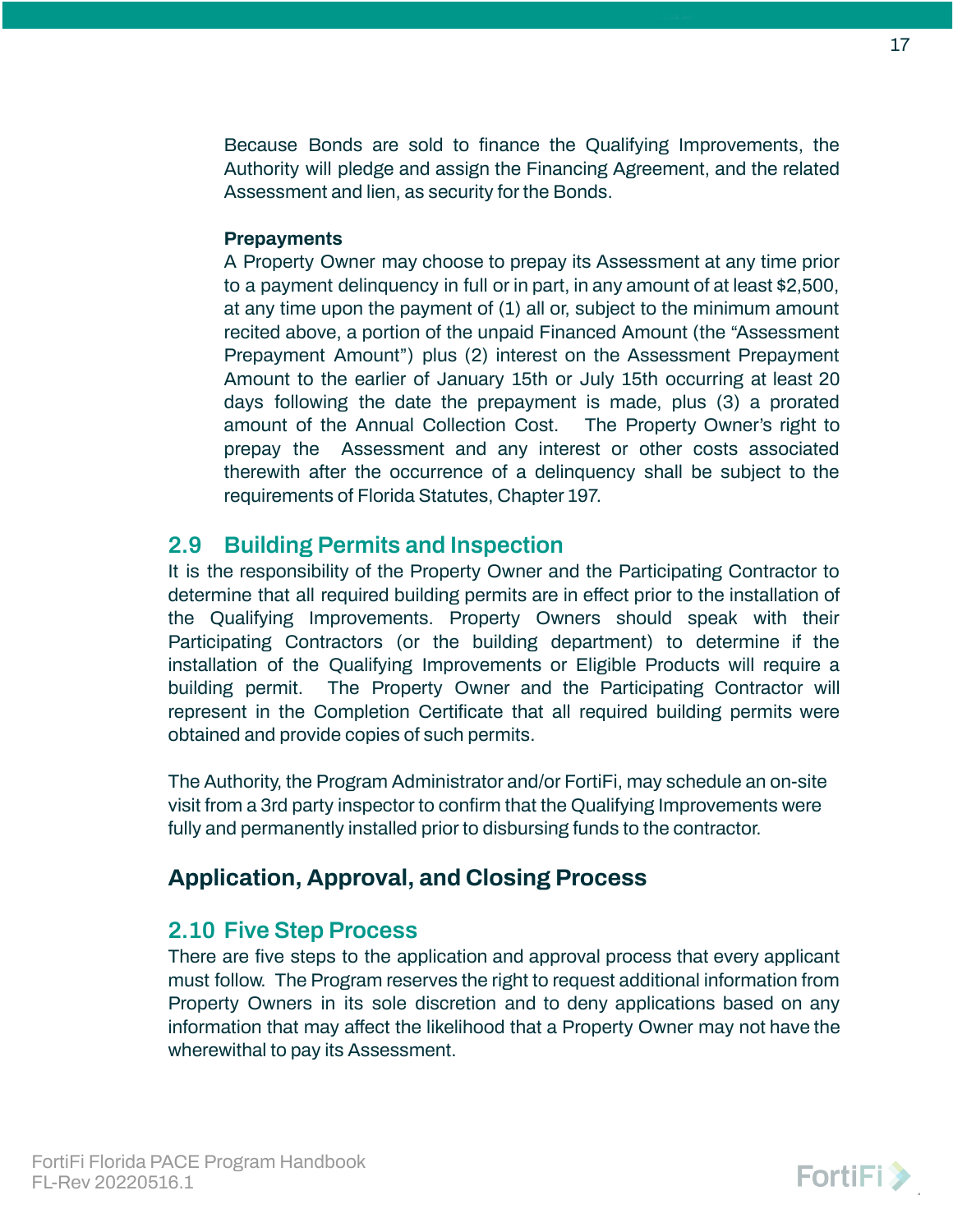Because Bonds are sold to finance the Qualifying Improvements, the Authority will pledge and assign the Financing Agreement, and the related Assessment and lien, as security for the Bonds.

**Prepayments**

A Property Owner may choose to prepay its Assessment at any time prior to a payment delinquency in full or in part, in any amount of at least $2,500, at any time upon the payment of (1) all or, subject to the minimum amount recited above, a portion of the unpaid Financed Amount (the "Assessment Prepayment Amount") plus (2) interest on the Assessment Prepayment Amount to the earlier of January 15th or July 15th occurring at least 20 days following the date the prepayment is made, plus (3) a prorated amount of the Annual Collection Cost. The Property Owner's right to prepay the Assessment and any interest or other costs associated therewith after the occurrence of a delinquency shall be subject to the requirements of Florida Statutes, Chapter 197.

## 2.9 Building Permits and Inspection

It is the responsibility of the Property Owner and the Participating Contractor to determine that all required building permits are in effect prior to the installation of the Qualifying Improvements. Property Owners should speak with their Participating Contractors (or the building department) to determine if the installation of the Qualifying Improvements or Eligible Products will require a building permit. The Property Owner and the Participating Contractor will represent in the Completion Certificate that all required building permits were obtained and provide copies of such permits.

The Authority, the Program Administrator and/or FortiFi, may schedule an on-site visit from a 3rd party inspector to confirm that the Qualifying Improvements were fully and permanently installed prior to disbursing funds to the contractor.

# Application, Approval, and Closing Process

## 2.10 Five Step Process

There are five steps to the application and approval process that every applicant must follow. The Program reserves the right to request additional information from Property Owners in its sole discretion and to deny applications based on any information that may affect the likelihood that a Property Owner may not have the wherewithal to pay its Assessment.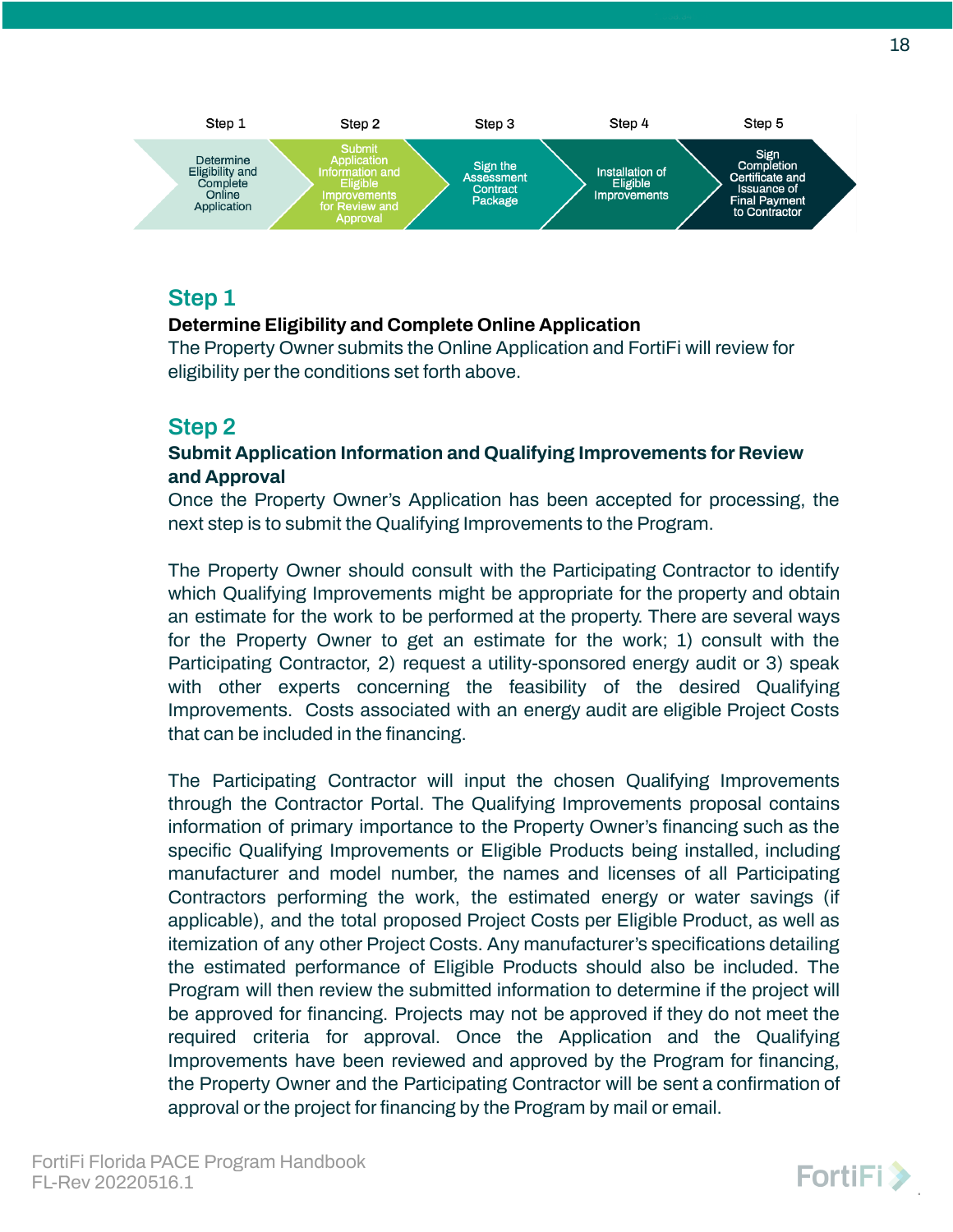| Step 1 | Step 2 | Step 3 | Step 4 | Step 5 |
|---|---|---|---|---|
| Determine Eligibility and Complete Online Application | Submit Application Information and Eligible Improvements for Review and Approval | Sign the Assessment Contract Package | Installation of Eligible Improvements | Sign Completion Certificate and Issuance of Final Payment to Contractor |

## Step 1

**Determine Eligibility and Complete Online Application**

The Property Owner submits the Online Application and FortiFi will review for eligibility per the conditions set forth above.

## Step 2

**Submit Application Information and Qualifying Improvements for Review and Approval**

Once the Property Owner's Application has been accepted for processing, the next step is to submit the Qualifying Improvements to the Program.

The Property Owner should consult with the Participating Contractor to identify which Qualifying Improvements might be appropriate for the property and obtain an estimate for the work to be performed at the property. There are several ways for the Property Owner to get an estimate for the work; 1) consult with the Participating Contractor, 2) request a utility-sponsored energy audit or 3) speak with other experts concerning the feasibility of the desired Qualifying Improvements. Costs associated with an energy audit are eligible Project Costs that can be included in the financing.

The Participating Contractor will input the chosen Qualifying Improvements through the Contractor Portal. The Qualifying Improvements proposal contains information of primary importance to the Property Owner's financing such as the specific Qualifying Improvements or Eligible Products being installed, including manufacturer and model number, the names and licenses of all Participating Contractors performing the work, the estimated energy or water savings (if applicable), and the total proposed Project Costs per Eligible Product, as well as itemization of any other Project Costs. Any manufacturer's specifications detailing the estimated performance of Eligible Products should also be included. The Program will then review the submitted information to determine if the project will be approved for financing. Projects may not be approved if they do not meet the required criteria for approval. Once the Application and the Qualifying Improvements have been reviewed and approved by the Program for financing, the Property Owner and the Participating Contractor will be sent a confirmation of approval or the project for financing by the Program by mail or email.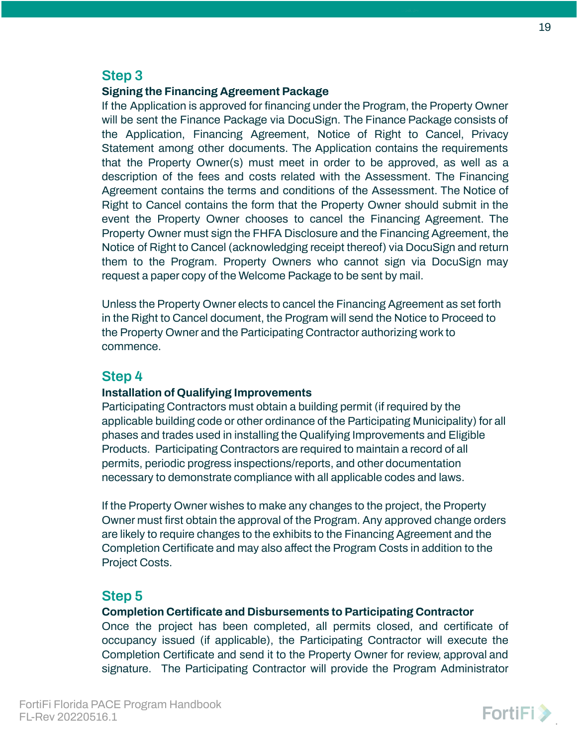## Step 3

### Signing the Financing Agreement Package

If the Application is approved for financing under the Program, the Property Owner will be sent the Finance Package via DocuSign. The Finance Package consists of the Application, Financing Agreement, Notice of Right to Cancel, Privacy Statement among other documents. The Application contains the requirements that the Property Owner(s) must meet in order to be approved, as well as a description of the fees and costs related with the Assessment. The Financing Agreement contains the terms and conditions of the Assessment. The Notice of Right to Cancel contains the form that the Property Owner should submit in the event the Property Owner chooses to cancel the Financing Agreement. The Property Owner must sign the FHFA Disclosure and the Financing Agreement, the Notice of Right to Cancel (acknowledging receipt thereof) via DocuSign and return them to the Program. Property Owners who cannot sign via DocuSign may request a paper copy of the Welcome Package to be sent by mail.

Unless the Property Owner elects to cancel the Financing Agreement as set forth in the Right to Cancel document, the Program will send the Notice to Proceed to the Property Owner and the Participating Contractor authorizing work to commence.

## Step 4

### Installation of Qualifying Improvements

Participating Contractors must obtain a building permit (if required by the applicable building code or other ordinance of the Participating Municipality) for all phases and trades used in installing the Qualifying Improvements and Eligible Products. Participating Contractors are required to maintain a record of all permits, periodic progress inspections/reports, and other documentation necessary to demonstrate compliance with all applicable codes and laws.

If the Property Owner wishes to make any changes to the project, the Property Owner must first obtain the approval of the Program. Any approved change orders are likely to require changes to the exhibits to the Financing Agreement and the Completion Certificate and may also affect the Program Costs in addition to the Project Costs.

## Step 5

### Completion Certificate and Disbursements to Participating Contractor

Once the project has been completed, all permits closed, and certificate of occupancy issued (if applicable), the Participating Contractor will execute the Completion Certificate and send it to the Property Owner for review, approval and signature. The Participating Contractor will provide the Program Administrator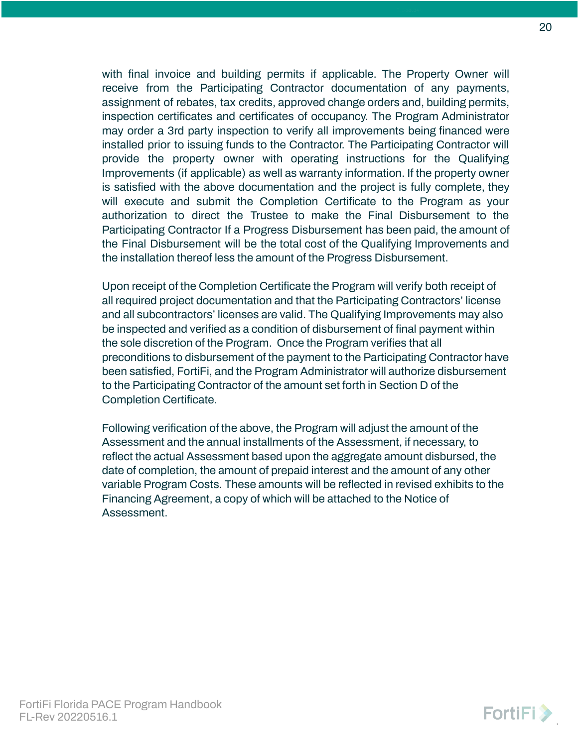with final invoice and building permits if applicable. The Property Owner will receive from the Participating Contractor documentation of any payments, assignment of rebates, tax credits, approved change orders and, building permits, inspection certificates and certificates of occupancy. The Program Administrator may order a 3rd party inspection to verify all improvements being financed were installed prior to issuing funds to the Contractor. The Participating Contractor will provide the property owner with operating instructions for the Qualifying Improvements (if applicable) as well as warranty information. If the property owner is satisfied with the above documentation and the project is fully complete, they will execute and submit the Completion Certificate to the Program as your authorization to direct the Trustee to make the Final Disbursement to the Participating Contractor If a Progress Disbursement has been paid, the amount of the Final Disbursement will be the total cost of the Qualifying Improvements and the installation thereof less the amount of the Progress Disbursement.

Upon receipt of the Completion Certificate the Program will verify both receipt of all required project documentation and that the Participating Contractors' license and all subcontractors' licenses are valid. The Qualifying Improvements may also be inspected and verified as a condition of disbursement of final payment within the sole discretion of the Program. Once the Program verifies that all preconditions to disbursement of the payment to the Participating Contractor have been satisfied, FortiFi, and the Program Administrator will authorize disbursement to the Participating Contractor of the amount set forth in Section D of the Completion Certificate.

Following verification of the above, the Program will adjust the amount of the Assessment and the annual installments of the Assessment, if necessary, to reflect the actual Assessment based upon the aggregate amount disbursed, the date of completion, the amount of prepaid interest and the amount of any other variable Program Costs. These amounts will be reflected in revised exhibits to the Financing Agreement, a copy of which will be attached to the Notice of Assessment.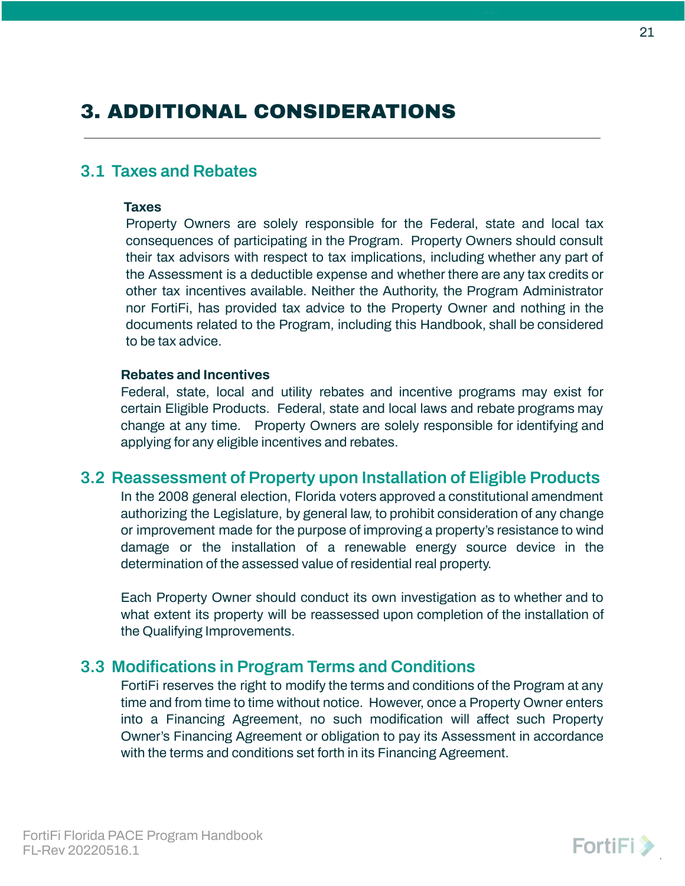# 3. ADDITIONAL CONSIDERATIONS

## 3.1 Taxes and Rebates

**Taxes**

Property Owners are solely responsible for the Federal, state and local tax consequences of participating in the Program. Property Owners should consult their tax advisors with respect to tax implications, including whether any part of the Assessment is a deductible expense and whether there are any tax credits or other tax incentives available. Neither the Authority, the Program Administrator nor FortiFi, has provided tax advice to the Property Owner and nothing in the documents related to the Program, including this Handbook, shall be considered to be tax advice.

**Rebates and Incentives**

Federal, state, local and utility rebates and incentive programs may exist for certain Eligible Products. Federal, state and local laws and rebate programs may change at any time. Property Owners are solely responsible for identifying and applying for any eligible incentives and rebates.

## 3.2 Reassessment of Property upon Installation of Eligible Products

In the 2008 general election, Florida voters approved a constitutional amendment authorizing the Legislature, by general law, to prohibit consideration of any change or improvement made for the purpose of improving a property's resistance to wind damage or the installation of a renewable energy source device in the determination of the assessed value of residential real property.

Each Property Owner should conduct its own investigation as to whether and to what extent its property will be reassessed upon completion of the installation of the Qualifying Improvements.

## 3.3 Modifications in Program Terms and Conditions

FortiFi reserves the right to modify the terms and conditions of the Program at any time and from time to time without notice. However, once a Property Owner enters into a Financing Agreement, no such modification will affect such Property Owner's Financing Agreement or obligation to pay its Assessment in accordance with the terms and conditions set forth in its Financing Agreement.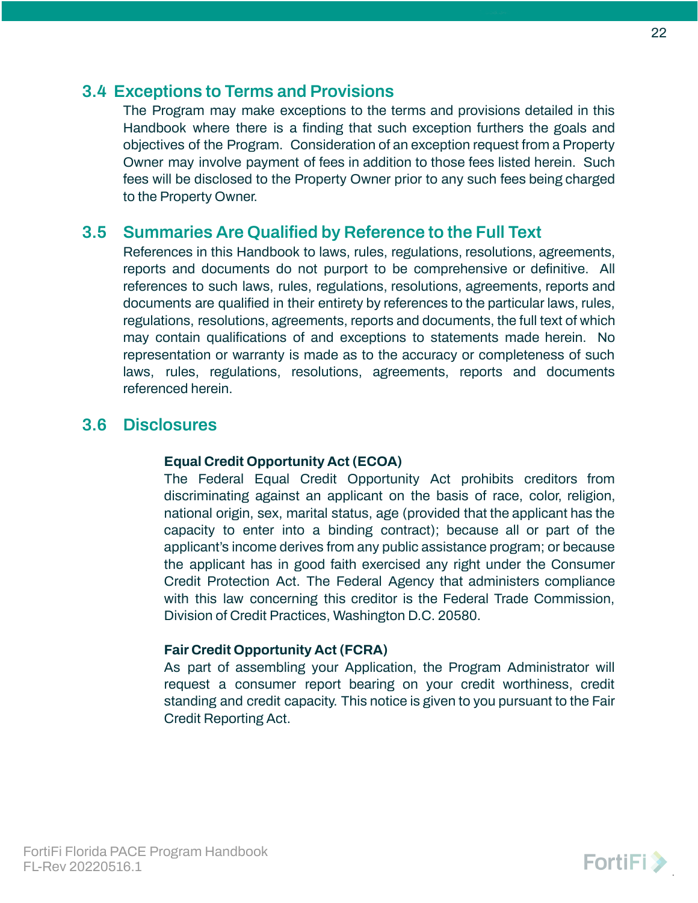## 3.4 Exceptions to Terms and Provisions

The Program may make exceptions to the terms and provisions detailed in this Handbook where there is a finding that such exception furthers the goals and objectives of the Program. Consideration of an exception request from a Property Owner may involve payment of fees in addition to those fees listed herein. Such fees will be disclosed to the Property Owner prior to any such fees being charged to the Property Owner.

## 3.5 Summaries Are Qualified by Reference to the Full Text

References in this Handbook to laws, rules, regulations, resolutions, agreements, reports and documents do not purport to be comprehensive or definitive. All references to such laws, rules, regulations, resolutions, agreements, reports and documents are qualified in their entirety by references to the particular laws, rules, regulations, resolutions, agreements, reports and documents, the full text of which may contain qualifications of and exceptions to statements made herein. No representation or warranty is made as to the accuracy or completeness of such laws, rules, regulations, resolutions, agreements, reports and documents referenced herein.

## 3.6 Disclosures

**Equal Credit Opportunity Act (ECOA)**

The Federal Equal Credit Opportunity Act prohibits creditors from discriminating against an applicant on the basis of race, color, religion, national origin, sex, marital status, age (provided that the applicant has the capacity to enter into a binding contract); because all or part of the applicant's income derives from any public assistance program; or because the applicant has in good faith exercised any right under the Consumer Credit Protection Act. The Federal Agency that administers compliance with this law concerning this creditor is the Federal Trade Commission, Division of Credit Practices, Washington D.C. 20580.

**Fair Credit Opportunity Act (FCRA)**

As part of assembling your Application, the Program Administrator will request a consumer report bearing on your credit worthiness, credit standing and credit capacity. This notice is given to you pursuant to the Fair Credit Reporting Act.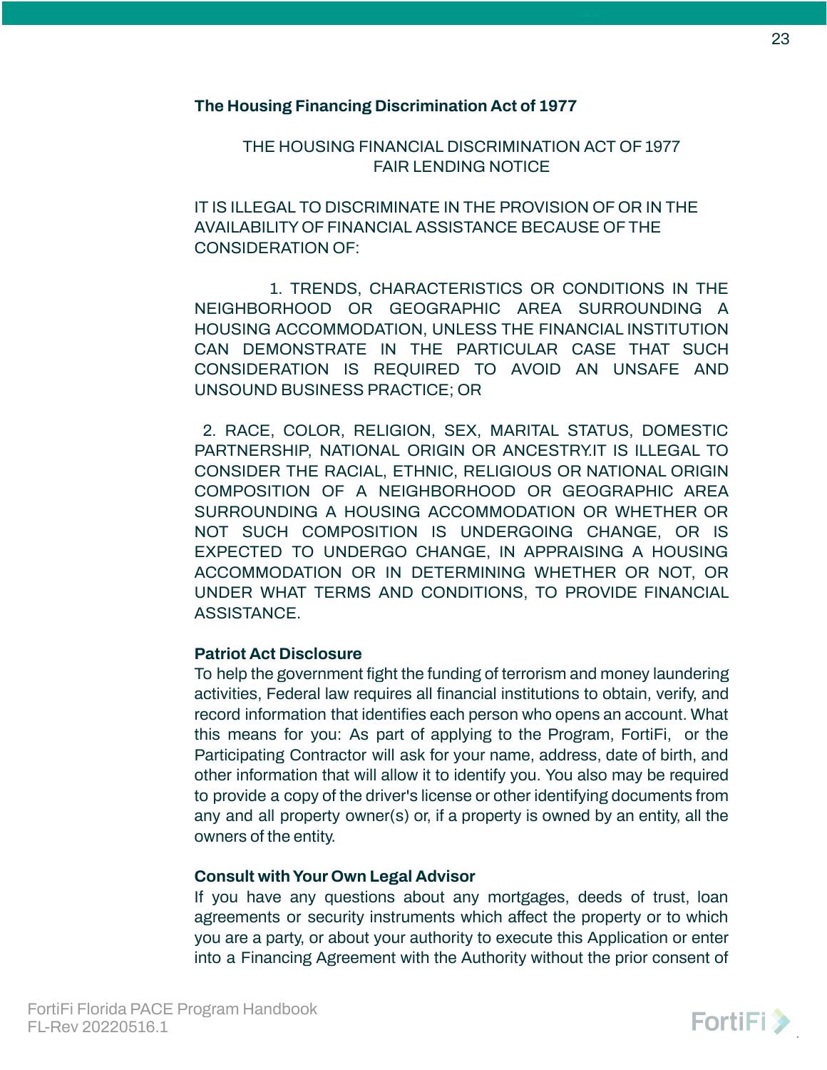**The Housing Financing Discrimination Act of 1977**

THE HOUSING FINANCIAL DISCRIMINATION ACT OF 1977
FAIR LENDING NOTICE

IT IS ILLEGAL TO DISCRIMINATE IN THE PROVISION OF OR IN THE AVAILABILITY OF FINANCIAL ASSISTANCE BECAUSE OF THE CONSIDERATION OF:

1. TRENDS, CHARACTERISTICS OR CONDITIONS IN THE NEIGHBORHOOD OR GEOGRAPHIC AREA SURROUNDING A HOUSING ACCOMMODATION, UNLESS THE FINANCIAL INSTITUTION CAN DEMONSTRATE IN THE PARTICULAR CASE THAT SUCH CONSIDERATION IS REQUIRED TO AVOID AN UNSAFE AND UNSOUND BUSINESS PRACTICE; OR

2. RACE, COLOR, RELIGION, SEX, MARITAL STATUS, DOMESTIC PARTNERSHIP, NATIONAL ORIGIN OR ANCESTRY.IT IS ILLEGAL TO CONSIDER THE RACIAL, ETHNIC, RELIGIOUS OR NATIONAL ORIGIN COMPOSITION OF A NEIGHBORHOOD OR GEOGRAPHIC AREA SURROUNDING A HOUSING ACCOMMODATION OR WHETHER OR NOT SUCH COMPOSITION IS UNDERGOING CHANGE, OR IS EXPECTED TO UNDERGO CHANGE, IN APPRAISING A HOUSING ACCOMMODATION OR IN DETERMINING WHETHER OR NOT, OR UNDER WHAT TERMS AND CONDITIONS, TO PROVIDE FINANCIAL ASSISTANCE.

**Patriot Act Disclosure**

To help the government fight the funding of terrorism and money laundering activities, Federal law requires all financial institutions to obtain, verify, and record information that identifies each person who opens an account. What this means for you: As part of applying to the Program, FortiFi, or the Participating Contractor will ask for your name, address, date of birth, and other information that will allow it to identify you. You also may be required to provide a copy of the driver's license or other identifying documents from any and all property owner(s) or, if a property is owned by an entity, all the owners of the entity.

**Consult with Your Own Legal Advisor**

If you have any questions about any mortgages, deeds of trust, loan agreements or security instruments which affect the property or to which you are a party, or about your authority to execute this Application or enter into a Financing Agreement with the Authority without the prior consent of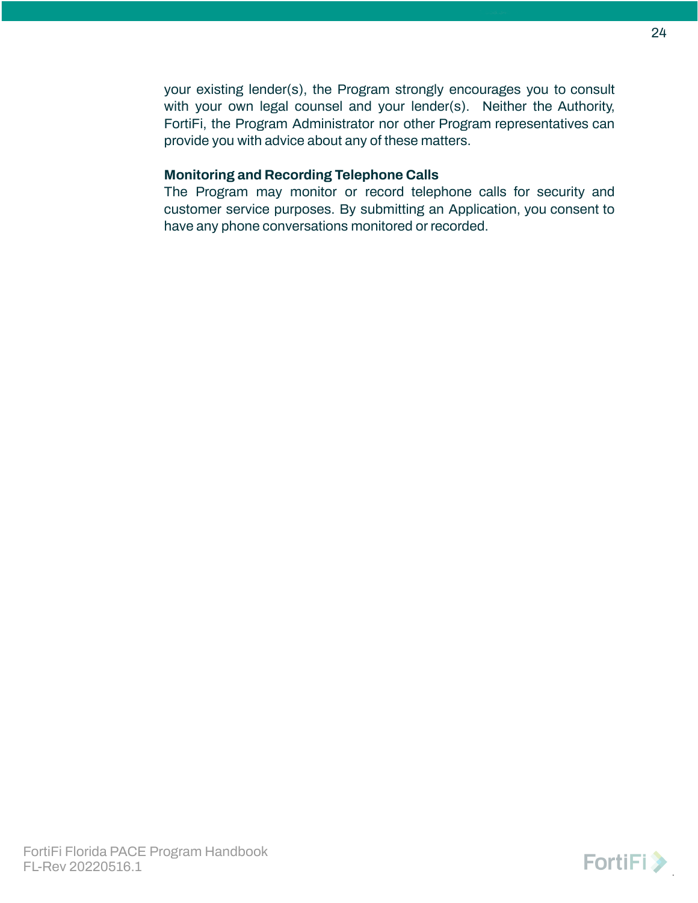your existing lender(s), the Program strongly encourages you to consult with your own legal counsel and your lender(s). Neither the Authority, FortiFi, the Program Administrator nor other Program representatives can provide you with advice about any of these matters.

**Monitoring and Recording Telephone Calls**

The Program may monitor or record telephone calls for security and customer service purposes. By submitting an Application, you consent to have any phone conversations monitored or recorded.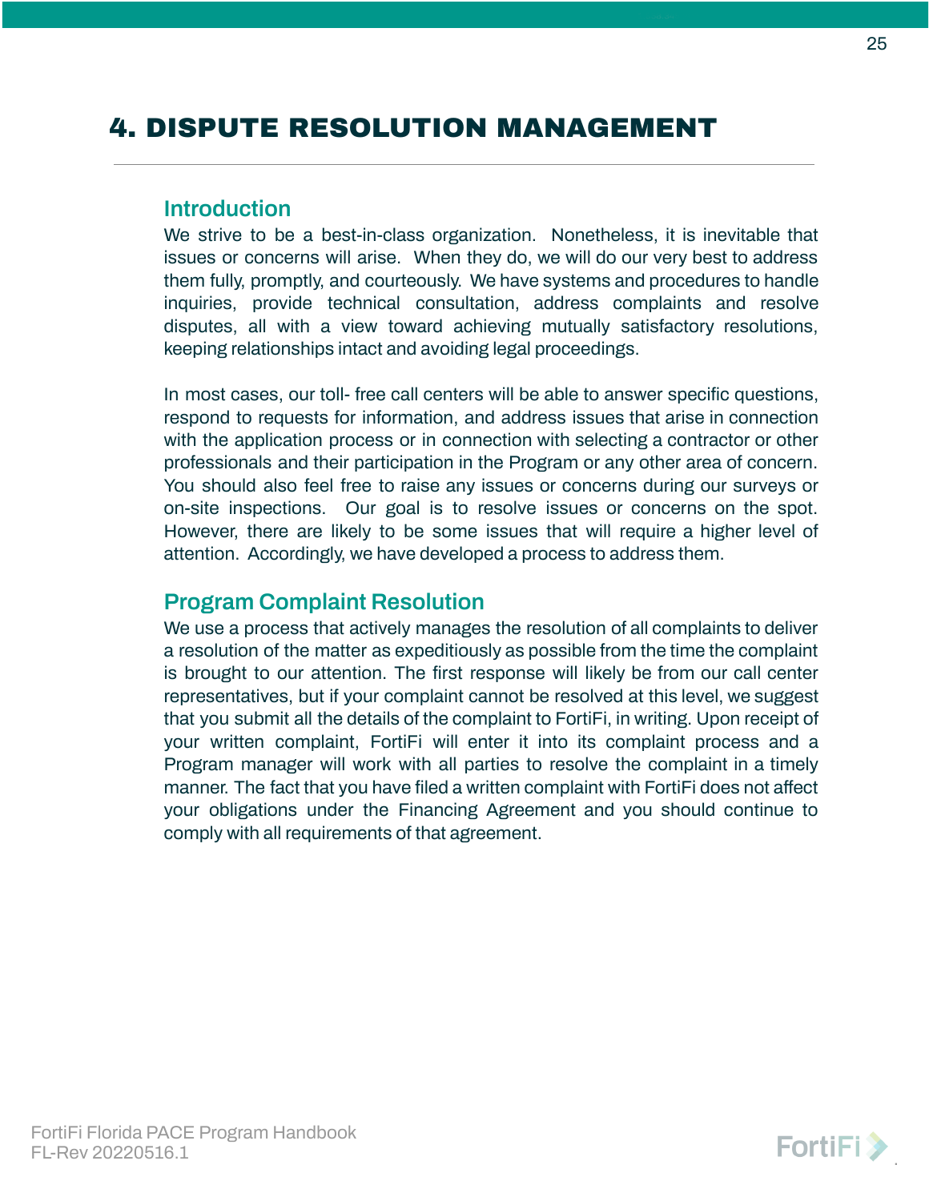# 4. DISPUTE RESOLUTION MANAGEMENT

## Introduction

We strive to be a best-in-class organization. Nonetheless, it is inevitable that issues or concerns will arise. When they do, we will do our very best to address them fully, promptly, and courteously. We have systems and procedures to handle inquiries, provide technical consultation, address complaints and resolve disputes, all with a view toward achieving mutually satisfactory resolutions, keeping relationships intact and avoiding legal proceedings.

In most cases, our toll- free call centers will be able to answer specific questions, respond to requests for information, and address issues that arise in connection with the application process or in connection with selecting a contractor or other professionals and their participation in the Program or any other area of concern. You should also feel free to raise any issues or concerns during our surveys or on-site inspections. Our goal is to resolve issues or concerns on the spot. However, there are likely to be some issues that will require a higher level of attention. Accordingly, we have developed a process to address them.

## Program Complaint Resolution

We use a process that actively manages the resolution of all complaints to deliver a resolution of the matter as expeditiously as possible from the time the complaint is brought to our attention. The first response will likely be from our call center representatives, but if your complaint cannot be resolved at this level, we suggest that you submit all the details of the complaint to FortiFi, in writing. Upon receipt of your written complaint, FortiFi will enter it into its complaint process and a Program manager will work with all parties to resolve the complaint in a timely manner. The fact that you have filed a written complaint with FortiFi does not affect your obligations under the Financing Agreement and you should continue to comply with all requirements of that agreement.